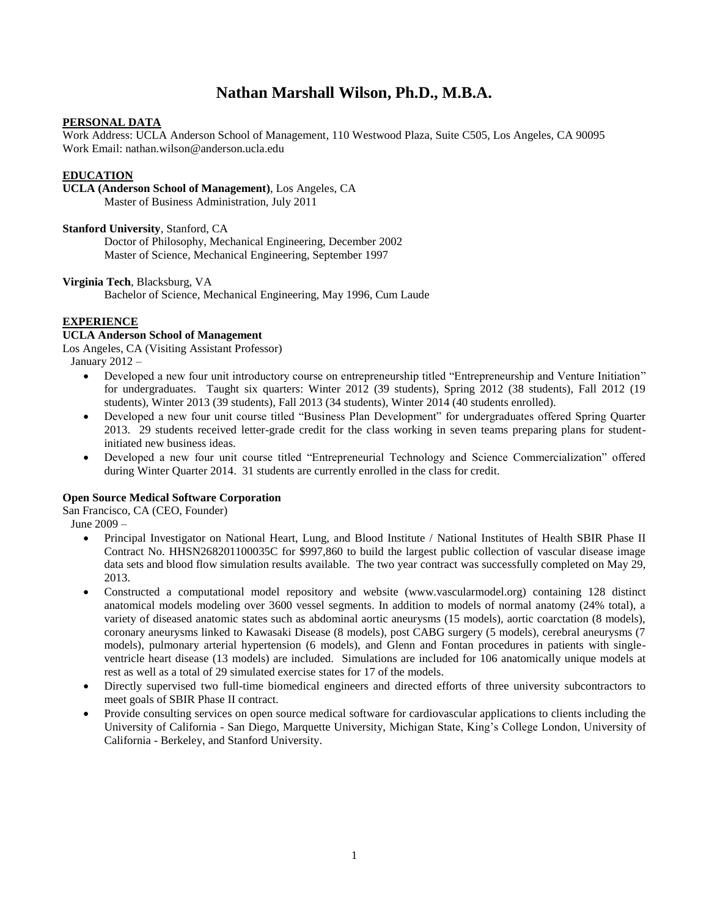# Nathan Marshall Wilson, Ph.D., M.B.A.

## PERSONAL DATA

Work Address: UCLA Anderson School of Management, 110 Westwood Plaza, Suite C505, Los Angeles, CA 90095
Work Email: nathan.wilson@anderson.ucla.edu

## EDUCATION

**UCLA (Anderson School of Management)**, Los Angeles, CA
Master of Business Administration, July 2011

**Stanford University**, Stanford, CA
Doctor of Philosophy, Mechanical Engineering, December 2002
Master of Science, Mechanical Engineering, September 1997

**Virginia Tech**, Blacksburg, VA
Bachelor of Science, Mechanical Engineering, May 1996, Cum Laude

## EXPERIENCE

**UCLA Anderson School of Management**
Los Angeles, CA (Visiting Assistant Professor)
January 2012 –

- Developed a new four unit introductory course on entrepreneurship titled "Entrepreneurship and Venture Initiation" for undergraduates. Taught six quarters: Winter 2012 (39 students), Spring 2012 (38 students), Fall 2012 (19 students), Winter 2013 (39 students), Fall 2013 (34 students), Winter 2014 (40 students enrolled).
- Developed a new four unit course titled "Business Plan Development" for undergraduates offered Spring Quarter 2013. 29 students received letter-grade credit for the class working in seven teams preparing plans for student-initiated new business ideas.
- Developed a new four unit course titled "Entrepreneurial Technology and Science Commercialization" offered during Winter Quarter 2014. 31 students are currently enrolled in the class for credit.

**Open Source Medical Software Corporation**
San Francisco, CA (CEO, Founder)
June 2009 –

- Principal Investigator on National Heart, Lung, and Blood Institute / National Institutes of Health SBIR Phase II Contract No. HHSN268201100035C for $997,860 to build the largest public collection of vascular disease image data sets and blood flow simulation results available. The two year contract was successfully completed on May 29, 2013.
- Constructed a computational model repository and website (www.vascularmodel.org) containing 128 distinct anatomical models modeling over 3600 vessel segments. In addition to models of normal anatomy (24% total), a variety of diseased anatomic states such as abdominal aortic aneurysms (15 models), aortic coarctation (8 models), coronary aneurysms linked to Kawasaki Disease (8 models), post CABG surgery (5 models), cerebral aneurysms (7 models), pulmonary arterial hypertension (6 models), and Glenn and Fontan procedures in patients with single-ventricle heart disease (13 models) are included. Simulations are included for 106 anatomically unique models at rest as well as a total of 29 simulated exercise states for 17 of the models.
- Directly supervised two full-time biomedical engineers and directed efforts of three university subcontractors to meet goals of SBIR Phase II contract.
- Provide consulting services on open source medical software for cardiovascular applications to clients including the University of California - San Diego, Marquette University, Michigan State, King's College London, University of California - Berkeley, and Stanford University.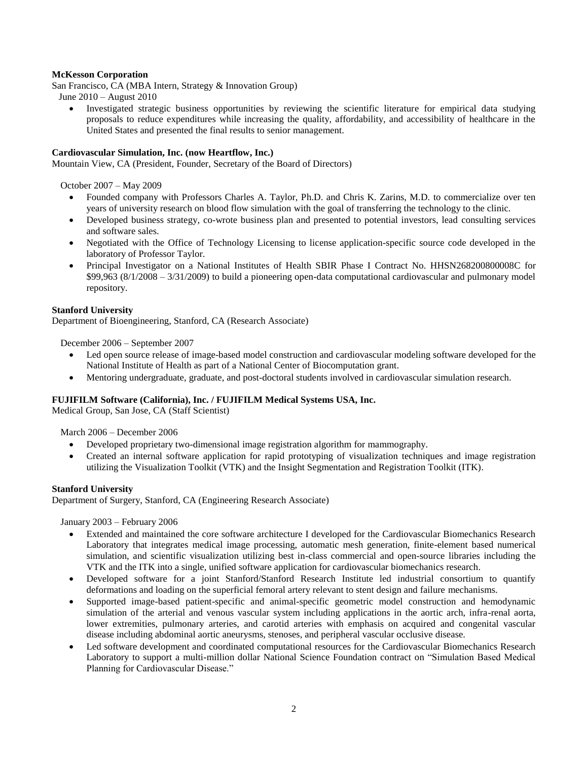**McKesson Corporation**

San Francisco, CA (MBA Intern, Strategy & Innovation Group)

June 2010 – August 2010

- Investigated strategic business opportunities by reviewing the scientific literature for empirical data studying proposals to reduce expenditures while increasing the quality, affordability, and accessibility of healthcare in the United States and presented the final results to senior management.

**Cardiovascular Simulation, Inc. (now Heartflow, Inc.)**

Mountain View, CA (President, Founder, Secretary of the Board of Directors)

October 2007 – May 2009

- Founded company with Professors Charles A. Taylor, Ph.D. and Chris K. Zarins, M.D. to commercialize over ten years of university research on blood flow simulation with the goal of transferring the technology to the clinic.
- Developed business strategy, co-wrote business plan and presented to potential investors, lead consulting services and software sales.
- Negotiated with the Office of Technology Licensing to license application-specific source code developed in the laboratory of Professor Taylor.
- Principal Investigator on a National Institutes of Health SBIR Phase I Contract No. HHSN268200800008C for $99,963 (8/1/2008 – 3/31/2009) to build a pioneering open-data computational cardiovascular and pulmonary model repository.

**Stanford University**

Department of Bioengineering, Stanford, CA (Research Associate)

December 2006 – September 2007

- Led open source release of image-based model construction and cardiovascular modeling software developed for the National Institute of Health as part of a National Center of Biocomputation grant.
- Mentoring undergraduate, graduate, and post-doctoral students involved in cardiovascular simulation research.

**FUJIFILM Software (California), Inc. / FUJIFILM Medical Systems USA, Inc.**

Medical Group, San Jose, CA (Staff Scientist)

March 2006 – December 2006

- Developed proprietary two-dimensional image registration algorithm for mammography.
- Created an internal software application for rapid prototyping of visualization techniques and image registration utilizing the Visualization Toolkit (VTK) and the Insight Segmentation and Registration Toolkit (ITK).

**Stanford University**

Department of Surgery, Stanford, CA (Engineering Research Associate)

January 2003 – February 2006

- Extended and maintained the core software architecture I developed for the Cardiovascular Biomechanics Research Laboratory that integrates medical image processing, automatic mesh generation, finite-element based numerical simulation, and scientific visualization utilizing best in-class commercial and open-source libraries including the VTK and the ITK into a single, unified software application for cardiovascular biomechanics research.
- Developed software for a joint Stanford/Stanford Research Institute led industrial consortium to quantify deformations and loading on the superficial femoral artery relevant to stent design and failure mechanisms.
- Supported image-based patient-specific and animal-specific geometric model construction and hemodynamic simulation of the arterial and venous vascular system including applications in the aortic arch, infra-renal aorta, lower extremities, pulmonary arteries, and carotid arteries with emphasis on acquired and congenital vascular disease including abdominal aortic aneurysms, stenoses, and peripheral vascular occlusive disease.
- Led software development and coordinated computational resources for the Cardiovascular Biomechanics Research Laboratory to support a multi-million dollar National Science Foundation contract on "Simulation Based Medical Planning for Cardiovascular Disease."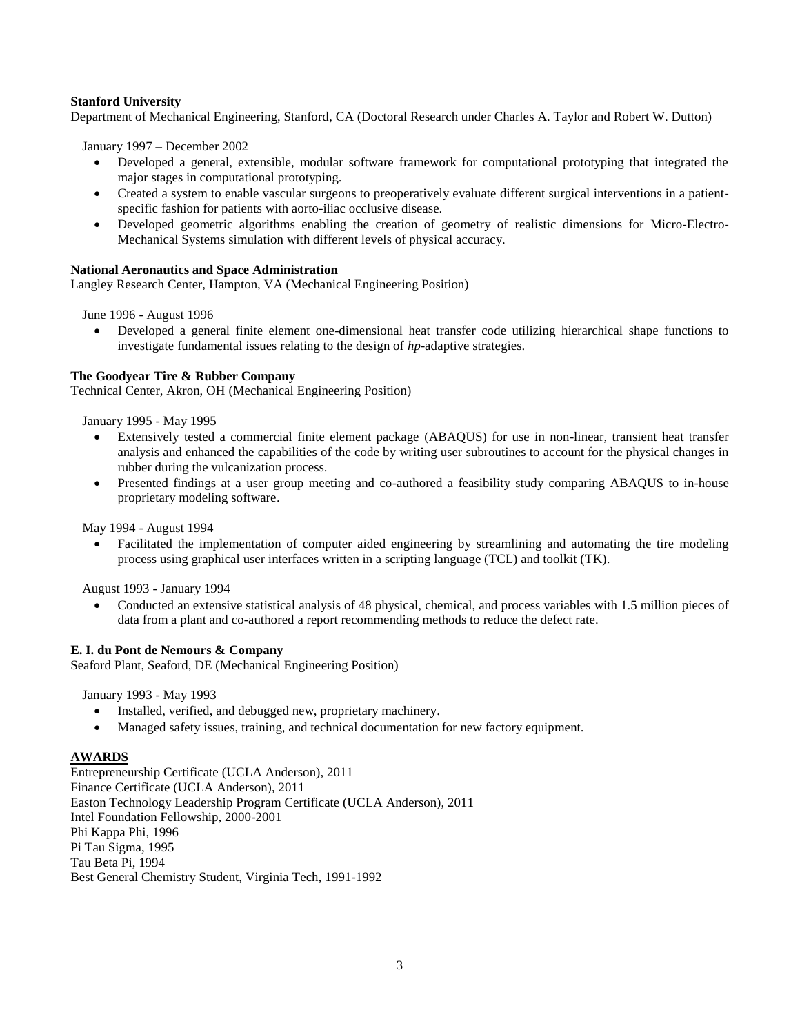**Stanford University**
Department of Mechanical Engineering, Stanford, CA (Doctoral Research under Charles A. Taylor and Robert W. Dutton)

January 1997 – December 2002

- Developed a general, extensible, modular software framework for computational prototyping that integrated the major stages in computational prototyping.
- Created a system to enable vascular surgeons to preoperatively evaluate different surgical interventions in a patient-specific fashion for patients with aorto-iliac occlusive disease.
- Developed geometric algorithms enabling the creation of geometry of realistic dimensions for Micro-Electro-Mechanical Systems simulation with different levels of physical accuracy.

**National Aeronautics and Space Administration**
Langley Research Center, Hampton, VA (Mechanical Engineering Position)

June 1996 - August 1996

- Developed a general finite element one-dimensional heat transfer code utilizing hierarchical shape functions to investigate fundamental issues relating to the design of *hp*-adaptive strategies.

**The Goodyear Tire & Rubber Company**
Technical Center, Akron, OH (Mechanical Engineering Position)

January 1995 - May 1995

- Extensively tested a commercial finite element package (ABAQUS) for use in non-linear, transient heat transfer analysis and enhanced the capabilities of the code by writing user subroutines to account for the physical changes in rubber during the vulcanization process.
- Presented findings at a user group meeting and co-authored a feasibility study comparing ABAQUS to in-house proprietary modeling software.

May 1994 - August 1994

- Facilitated the implementation of computer aided engineering by streamlining and automating the tire modeling process using graphical user interfaces written in a scripting language (TCL) and toolkit (TK).

August 1993 - January 1994

- Conducted an extensive statistical analysis of 48 physical, chemical, and process variables with 1.5 million pieces of data from a plant and co-authored a report recommending methods to reduce the defect rate.

**E. I. du Pont de Nemours & Company**
Seaford Plant, Seaford, DE (Mechanical Engineering Position)

January 1993 - May 1993

- Installed, verified, and debugged new, proprietary machinery.
- Managed safety issues, training, and technical documentation for new factory equipment.

## AWARDS

Entrepreneurship Certificate (UCLA Anderson), 2011
Finance Certificate (UCLA Anderson), 2011
Easton Technology Leadership Program Certificate (UCLA Anderson), 2011
Intel Foundation Fellowship, 2000-2001
Phi Kappa Phi, 1996
Pi Tau Sigma, 1995
Tau Beta Pi, 1994
Best General Chemistry Student, Virginia Tech, 1991-1992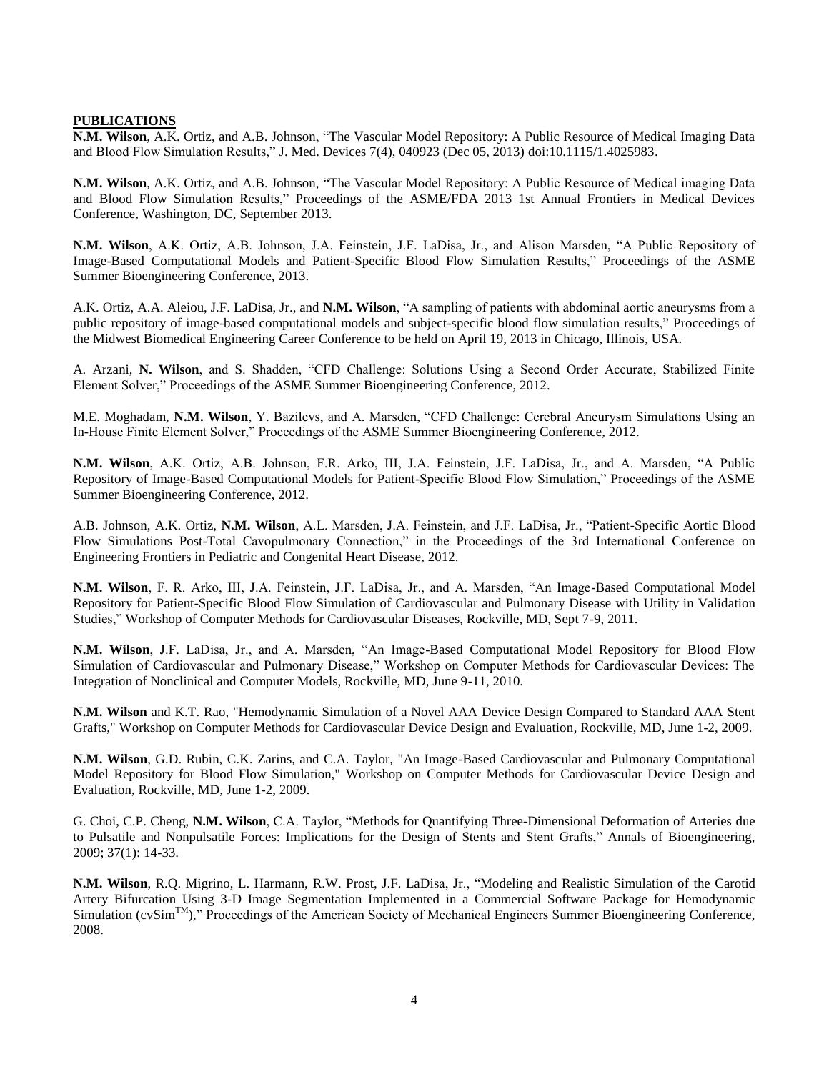**PUBLICATIONS**

**N.M. Wilson**, A.K. Ortiz, and A.B. Johnson, "The Vascular Model Repository: A Public Resource of Medical Imaging Data and Blood Flow Simulation Results," J. Med. Devices 7(4), 040923 (Dec 05, 2013) doi:10.1115/1.4025983.

**N.M. Wilson**, A.K. Ortiz, and A.B. Johnson, "The Vascular Model Repository: A Public Resource of Medical imaging Data and Blood Flow Simulation Results," Proceedings of the ASME/FDA 2013 1st Annual Frontiers in Medical Devices Conference, Washington, DC, September 2013.

**N.M. Wilson**, A.K. Ortiz, A.B. Johnson, J.A. Feinstein, J.F. LaDisa, Jr., and Alison Marsden, "A Public Repository of Image-Based Computational Models and Patient-Specific Blood Flow Simulation Results," Proceedings of the ASME Summer Bioengineering Conference, 2013.

A.K. Ortiz, A.A. Aleiou, J.F. LaDisa, Jr., and **N.M. Wilson**, "A sampling of patients with abdominal aortic aneurysms from a public repository of image-based computational models and subject-specific blood flow simulation results," Proceedings of the Midwest Biomedical Engineering Career Conference to be held on April 19, 2013 in Chicago, Illinois, USA.

A. Arzani, **N. Wilson**, and S. Shadden, "CFD Challenge: Solutions Using a Second Order Accurate, Stabilized Finite Element Solver," Proceedings of the ASME Summer Bioengineering Conference, 2012.

M.E. Moghadam, **N.M. Wilson**, Y. Bazilevs, and A. Marsden, "CFD Challenge: Cerebral Aneurysm Simulations Using an In-House Finite Element Solver," Proceedings of the ASME Summer Bioengineering Conference, 2012.

**N.M. Wilson**, A.K. Ortiz, A.B. Johnson, F.R. Arko, III, J.A. Feinstein, J.F. LaDisa, Jr., and A. Marsden, "A Public Repository of Image-Based Computational Models for Patient-Specific Blood Flow Simulation," Proceedings of the ASME Summer Bioengineering Conference, 2012.

A.B. Johnson, A.K. Ortiz, **N.M. Wilson**, A.L. Marsden, J.A. Feinstein, and J.F. LaDisa, Jr., "Patient-Specific Aortic Blood Flow Simulations Post-Total Cavopulmonary Connection," in the Proceedings of the 3rd International Conference on Engineering Frontiers in Pediatric and Congenital Heart Disease, 2012.

**N.M. Wilson**, F. R. Arko, III, J.A. Feinstein, J.F. LaDisa, Jr., and A. Marsden, "An Image-Based Computational Model Repository for Patient-Specific Blood Flow Simulation of Cardiovascular and Pulmonary Disease with Utility in Validation Studies," Workshop of Computer Methods for Cardiovascular Diseases, Rockville, MD, Sept 7-9, 2011.

**N.M. Wilson**, J.F. LaDisa, Jr., and A. Marsden, "An Image-Based Computational Model Repository for Blood Flow Simulation of Cardiovascular and Pulmonary Disease," Workshop on Computer Methods for Cardiovascular Devices: The Integration of Nonclinical and Computer Models, Rockville, MD, June 9-11, 2010.

**N.M. Wilson** and K.T. Rao, "Hemodynamic Simulation of a Novel AAA Device Design Compared to Standard AAA Stent Grafts," Workshop on Computer Methods for Cardiovascular Device Design and Evaluation, Rockville, MD, June 1-2, 2009.

**N.M. Wilson**, G.D. Rubin, C.K. Zarins, and C.A. Taylor, "An Image-Based Cardiovascular and Pulmonary Computational Model Repository for Blood Flow Simulation," Workshop on Computer Methods for Cardiovascular Device Design and Evaluation, Rockville, MD, June 1-2, 2009.

G. Choi, C.P. Cheng, **N.M. Wilson**, C.A. Taylor, "Methods for Quantifying Three-Dimensional Deformation of Arteries due to Pulsatile and Nonpulsatile Forces: Implications for the Design of Stents and Stent Grafts," Annals of Bioengineering, 2009; 37(1): 14-33.

**N.M. Wilson**, R.Q. Migrino, L. Harmann, R.W. Prost, J.F. LaDisa, Jr., "Modeling and Realistic Simulation of the Carotid Artery Bifurcation Using 3-D Image Segmentation Implemented in a Commercial Software Package for Hemodynamic Simulation (cvSim™)," Proceedings of the American Society of Mechanical Engineers Summer Bioengineering Conference, 2008.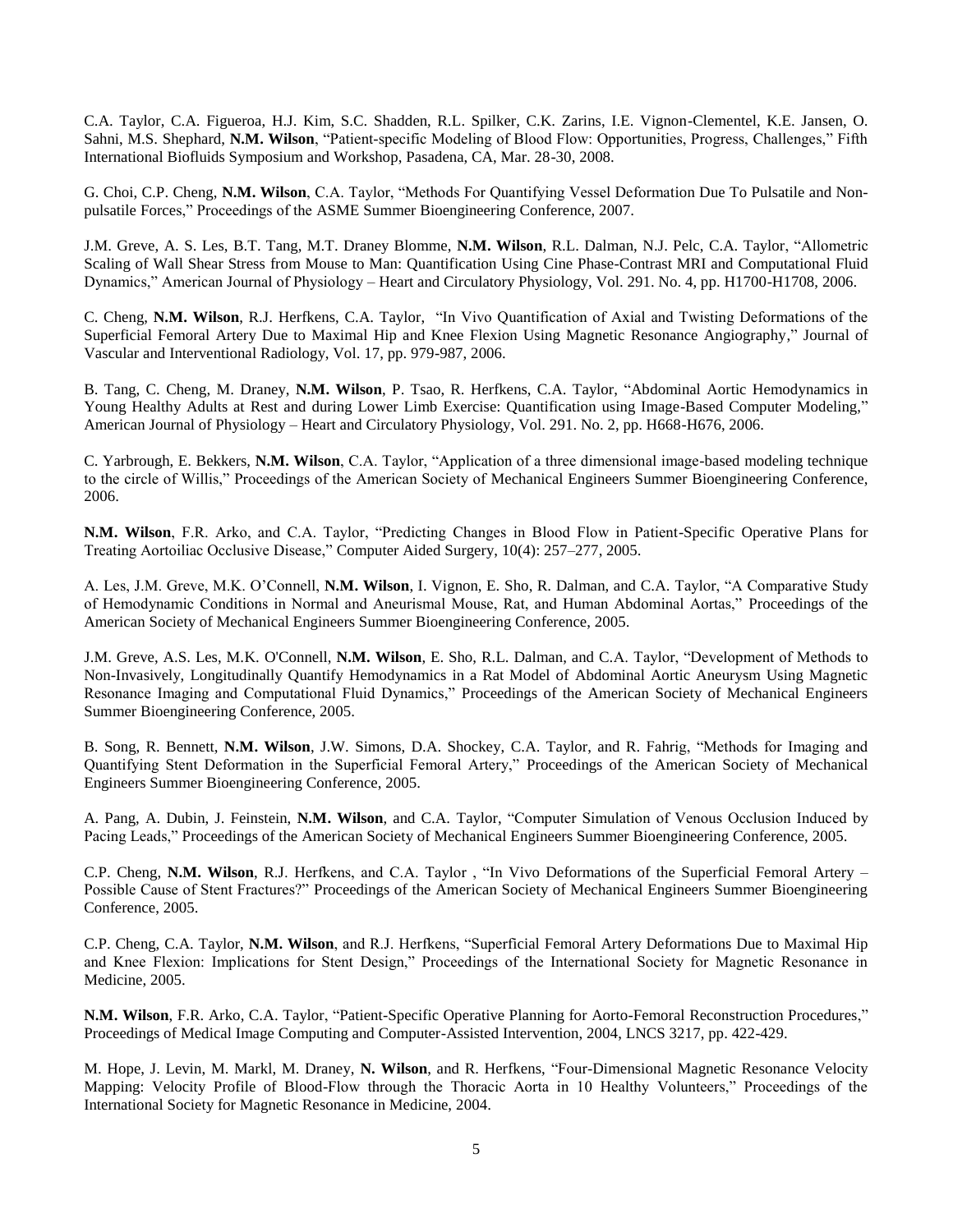C.A. Taylor, C.A. Figueroa, H.J. Kim, S.C. Shadden, R.L. Spilker, C.K. Zarins, I.E. Vignon-Clementel, K.E. Jansen, O. Sahni, M.S. Shephard, **N.M. Wilson**, "Patient-specific Modeling of Blood Flow: Opportunities, Progress, Challenges," Fifth International Biofluids Symposium and Workshop, Pasadena, CA, Mar. 28-30, 2008.

G. Choi, C.P. Cheng, **N.M. Wilson**, C.A. Taylor, "Methods For Quantifying Vessel Deformation Due To Pulsatile and Non-pulsatile Forces," Proceedings of the ASME Summer Bioengineering Conference, 2007.

J.M. Greve, A. S. Les, B.T. Tang, M.T. Draney Blomme, **N.M. Wilson**, R.L. Dalman, N.J. Pelc, C.A. Taylor, "Allometric Scaling of Wall Shear Stress from Mouse to Man: Quantification Using Cine Phase-Contrast MRI and Computational Fluid Dynamics," American Journal of Physiology – Heart and Circulatory Physiology, Vol. 291. No. 4, pp. H1700-H1708, 2006.

C. Cheng, **N.M. Wilson**, R.J. Herfkens, C.A. Taylor, "In Vivo Quantification of Axial and Twisting Deformations of the Superficial Femoral Artery Due to Maximal Hip and Knee Flexion Using Magnetic Resonance Angiography," Journal of Vascular and Interventional Radiology, Vol. 17, pp. 979-987, 2006.

B. Tang, C. Cheng, M. Draney, **N.M. Wilson**, P. Tsao, R. Herfkens, C.A. Taylor, "Abdominal Aortic Hemodynamics in Young Healthy Adults at Rest and during Lower Limb Exercise: Quantification using Image-Based Computer Modeling," American Journal of Physiology – Heart and Circulatory Physiology, Vol. 291. No. 2, pp. H668-H676, 2006.

C. Yarbrough, E. Bekkers, **N.M. Wilson**, C.A. Taylor, "Application of a three dimensional image-based modeling technique to the circle of Willis," Proceedings of the American Society of Mechanical Engineers Summer Bioengineering Conference, 2006.

**N.M. Wilson**, F.R. Arko, and C.A. Taylor, "Predicting Changes in Blood Flow in Patient-Specific Operative Plans for Treating Aortoiliac Occlusive Disease," Computer Aided Surgery, 10(4): 257–277, 2005.

A. Les, J.M. Greve, M.K. O'Connell, **N.M. Wilson**, I. Vignon, E. Sho, R. Dalman, and C.A. Taylor, "A Comparative Study of Hemodynamic Conditions in Normal and Aneurismal Mouse, Rat, and Human Abdominal Aortas," Proceedings of the American Society of Mechanical Engineers Summer Bioengineering Conference, 2005.

J.M. Greve, A.S. Les, M.K. O'Connell, **N.M. Wilson**, E. Sho, R.L. Dalman, and C.A. Taylor, "Development of Methods to Non-Invasively, Longitudinally Quantify Hemodynamics in a Rat Model of Abdominal Aortic Aneurysm Using Magnetic Resonance Imaging and Computational Fluid Dynamics," Proceedings of the American Society of Mechanical Engineers Summer Bioengineering Conference, 2005.

B. Song, R. Bennett, **N.M. Wilson**, J.W. Simons, D.A. Shockey, C.A. Taylor, and R. Fahrig, "Methods for Imaging and Quantifying Stent Deformation in the Superficial Femoral Artery," Proceedings of the American Society of Mechanical Engineers Summer Bioengineering Conference, 2005.

A. Pang, A. Dubin, J. Feinstein, **N.M. Wilson**, and C.A. Taylor, "Computer Simulation of Venous Occlusion Induced by Pacing Leads," Proceedings of the American Society of Mechanical Engineers Summer Bioengineering Conference, 2005.

C.P. Cheng, **N.M. Wilson**, R.J. Herfkens, and C.A. Taylor , "In Vivo Deformations of the Superficial Femoral Artery – Possible Cause of Stent Fractures?" Proceedings of the American Society of Mechanical Engineers Summer Bioengineering Conference, 2005.

C.P. Cheng, C.A. Taylor, **N.M. Wilson**, and R.J. Herfkens, "Superficial Femoral Artery Deformations Due to Maximal Hip and Knee Flexion: Implications for Stent Design," Proceedings of the International Society for Magnetic Resonance in Medicine, 2005.

**N.M. Wilson**, F.R. Arko, C.A. Taylor, "Patient-Specific Operative Planning for Aorto-Femoral Reconstruction Procedures," Proceedings of Medical Image Computing and Computer-Assisted Intervention, 2004, LNCS 3217, pp. 422-429.

M. Hope, J. Levin, M. Markl, M. Draney, **N. Wilson**, and R. Herfkens, "Four-Dimensional Magnetic Resonance Velocity Mapping: Velocity Profile of Blood-Flow through the Thoracic Aorta in 10 Healthy Volunteers," Proceedings of the International Society for Magnetic Resonance in Medicine, 2004.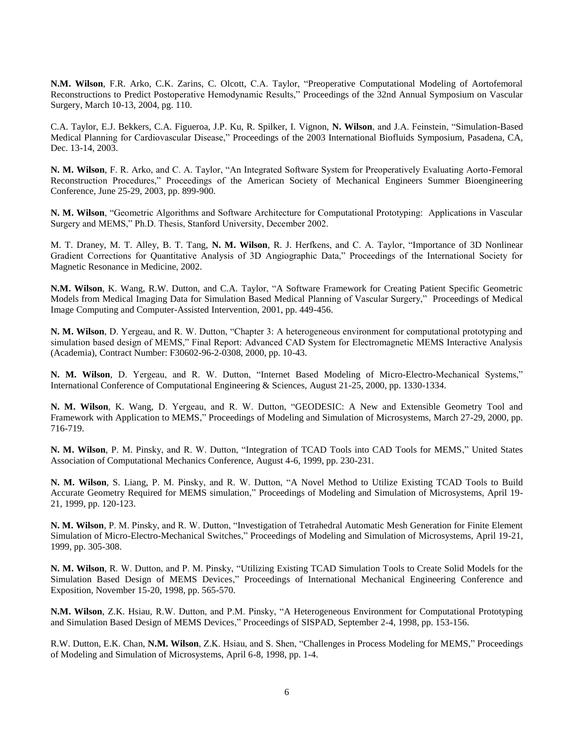**N.M. Wilson**, F.R. Arko, C.K. Zarins, C. Olcott, C.A. Taylor, "Preoperative Computational Modeling of Aortofemoral Reconstructions to Predict Postoperative Hemodynamic Results," Proceedings of the 32nd Annual Symposium on Vascular Surgery, March 10-13, 2004, pg. 110.

C.A. Taylor, E.J. Bekkers, C.A. Figueroa, J.P. Ku, R. Spilker, I. Vignon, **N. Wilson**, and J.A. Feinstein, "Simulation-Based Medical Planning for Cardiovascular Disease," Proceedings of the 2003 International Biofluids Symposium, Pasadena, CA, Dec. 13-14, 2003.

**N. M. Wilson**, F. R. Arko, and C. A. Taylor, "An Integrated Software System for Preoperatively Evaluating Aorto-Femoral Reconstruction Procedures," Proceedings of the American Society of Mechanical Engineers Summer Bioengineering Conference, June 25-29, 2003, pp. 899-900.

**N. M. Wilson**, "Geometric Algorithms and Software Architecture for Computational Prototyping: Applications in Vascular Surgery and MEMS," Ph.D. Thesis, Stanford University, December 2002.

M. T. Draney, M. T. Alley, B. T. Tang, **N. M. Wilson**, R. J. Herfkens, and C. A. Taylor, "Importance of 3D Nonlinear Gradient Corrections for Quantitative Analysis of 3D Angiographic Data," Proceedings of the International Society for Magnetic Resonance in Medicine, 2002.

**N.M. Wilson**, K. Wang, R.W. Dutton, and C.A. Taylor, "A Software Framework for Creating Patient Specific Geometric Models from Medical Imaging Data for Simulation Based Medical Planning of Vascular Surgery," Proceedings of Medical Image Computing and Computer-Assisted Intervention, 2001, pp. 449-456.

**N. M. Wilson**, D. Yergeau, and R. W. Dutton, "Chapter 3: A heterogeneous environment for computational prototyping and simulation based design of MEMS," Final Report: Advanced CAD System for Electromagnetic MEMS Interactive Analysis (Academia), Contract Number: F30602-96-2-0308, 2000, pp. 10-43.

**N. M. Wilson**, D. Yergeau, and R. W. Dutton, "Internet Based Modeling of Micro-Electro-Mechanical Systems," International Conference of Computational Engineering & Sciences, August 21-25, 2000, pp. 1330-1334.

**N. M. Wilson**, K. Wang, D. Yergeau, and R. W. Dutton, "GEODESIC: A New and Extensible Geometry Tool and Framework with Application to MEMS," Proceedings of Modeling and Simulation of Microsystems, March 27-29, 2000, pp. 716-719.

**N. M. Wilson**, P. M. Pinsky, and R. W. Dutton, "Integration of TCAD Tools into CAD Tools for MEMS," United States Association of Computational Mechanics Conference, August 4-6, 1999, pp. 230-231.

**N. M. Wilson**, S. Liang, P. M. Pinsky, and R. W. Dutton, "A Novel Method to Utilize Existing TCAD Tools to Build Accurate Geometry Required for MEMS simulation," Proceedings of Modeling and Simulation of Microsystems, April 19-21, 1999, pp. 120-123.

**N. M. Wilson**, P. M. Pinsky, and R. W. Dutton, "Investigation of Tetrahedral Automatic Mesh Generation for Finite Element Simulation of Micro-Electro-Mechanical Switches," Proceedings of Modeling and Simulation of Microsystems, April 19-21, 1999, pp. 305-308.

**N. M. Wilson**, R. W. Dutton, and P. M. Pinsky, "Utilizing Existing TCAD Simulation Tools to Create Solid Models for the Simulation Based Design of MEMS Devices," Proceedings of International Mechanical Engineering Conference and Exposition, November 15-20, 1998, pp. 565-570.

**N.M. Wilson**, Z.K. Hsiau, R.W. Dutton, and P.M. Pinsky, "A Heterogeneous Environment for Computational Prototyping and Simulation Based Design of MEMS Devices," Proceedings of SISPAD, September 2-4, 1998, pp. 153-156.

R.W. Dutton, E.K. Chan, **N.M. Wilson**, Z.K. Hsiau, and S. Shen, "Challenges in Process Modeling for MEMS," Proceedings of Modeling and Simulation of Microsystems, April 6-8, 1998, pp. 1-4.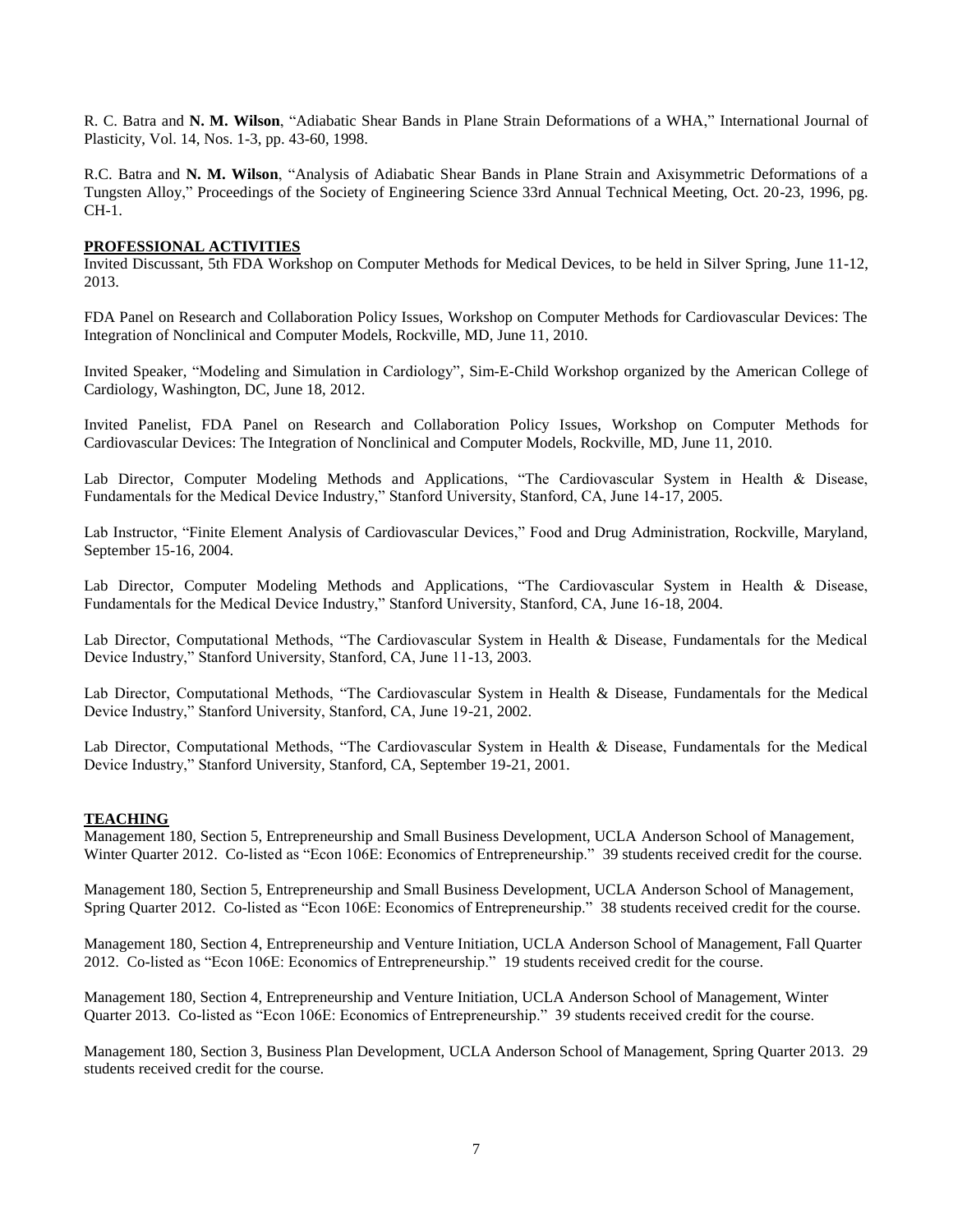R. C. Batra and **N. M. Wilson**, "Adiabatic Shear Bands in Plane Strain Deformations of a WHA," International Journal of Plasticity, Vol. 14, Nos. 1-3, pp. 43-60, 1998.

R.C. Batra and **N. M. Wilson**, "Analysis of Adiabatic Shear Bands in Plane Strain and Axisymmetric Deformations of a Tungsten Alloy," Proceedings of the Society of Engineering Science 33rd Annual Technical Meeting, Oct. 20-23, 1996, pg. CH-1.

## PROFESSIONAL ACTIVITIES

Invited Discussant, 5th FDA Workshop on Computer Methods for Medical Devices, to be held in Silver Spring, June 11-12, 2013.

FDA Panel on Research and Collaboration Policy Issues, Workshop on Computer Methods for Cardiovascular Devices: The Integration of Nonclinical and Computer Models, Rockville, MD, June 11, 2010.

Invited Speaker, "Modeling and Simulation in Cardiology", Sim-E-Child Workshop organized by the American College of Cardiology, Washington, DC, June 18, 2012.

Invited Panelist, FDA Panel on Research and Collaboration Policy Issues, Workshop on Computer Methods for Cardiovascular Devices: The Integration of Nonclinical and Computer Models, Rockville, MD, June 11, 2010.

Lab Director, Computer Modeling Methods and Applications, "The Cardiovascular System in Health & Disease, Fundamentals for the Medical Device Industry," Stanford University, Stanford, CA, June 14-17, 2005.

Lab Instructor, "Finite Element Analysis of Cardiovascular Devices," Food and Drug Administration, Rockville, Maryland, September 15-16, 2004.

Lab Director, Computer Modeling Methods and Applications, "The Cardiovascular System in Health & Disease, Fundamentals for the Medical Device Industry," Stanford University, Stanford, CA, June 16-18, 2004.

Lab Director, Computational Methods, "The Cardiovascular System in Health & Disease, Fundamentals for the Medical Device Industry," Stanford University, Stanford, CA, June 11-13, 2003.

Lab Director, Computational Methods, "The Cardiovascular System in Health & Disease, Fundamentals for the Medical Device Industry," Stanford University, Stanford, CA, June 19-21, 2002.

Lab Director, Computational Methods, "The Cardiovascular System in Health & Disease, Fundamentals for the Medical Device Industry," Stanford University, Stanford, CA, September 19-21, 2001.

## TEACHING

Management 180, Section 5, Entrepreneurship and Small Business Development, UCLA Anderson School of Management, Winter Quarter 2012. Co-listed as "Econ 106E: Economics of Entrepreneurship." 39 students received credit for the course.

Management 180, Section 5, Entrepreneurship and Small Business Development, UCLA Anderson School of Management, Spring Quarter 2012. Co-listed as "Econ 106E: Economics of Entrepreneurship." 38 students received credit for the course.

Management 180, Section 4, Entrepreneurship and Venture Initiation, UCLA Anderson School of Management, Fall Quarter 2012. Co-listed as "Econ 106E: Economics of Entrepreneurship." 19 students received credit for the course.

Management 180, Section 4, Entrepreneurship and Venture Initiation, UCLA Anderson School of Management, Winter Quarter 2013. Co-listed as "Econ 106E: Economics of Entrepreneurship." 39 students received credit for the course.

Management 180, Section 3, Business Plan Development, UCLA Anderson School of Management, Spring Quarter 2013. 29 students received credit for the course.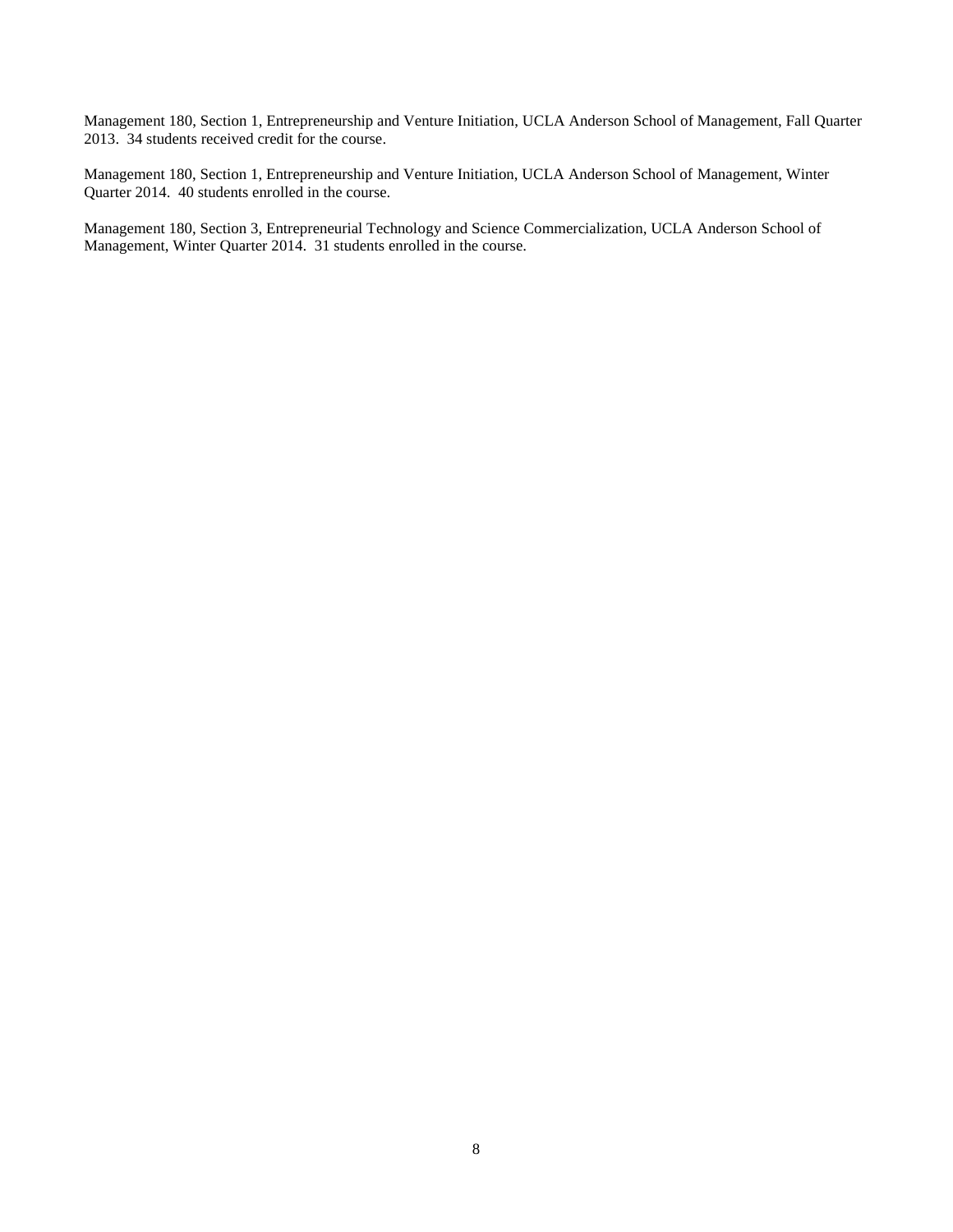Management 180, Section 1, Entrepreneurship and Venture Initiation, UCLA Anderson School of Management, Fall Quarter 2013. 34 students received credit for the course.

Management 180, Section 1, Entrepreneurship and Venture Initiation, UCLA Anderson School of Management, Winter Quarter 2014. 40 students enrolled in the course.

Management 180, Section 3, Entrepreneurial Technology and Science Commercialization, UCLA Anderson School of Management, Winter Quarter 2014. 31 students enrolled in the course.